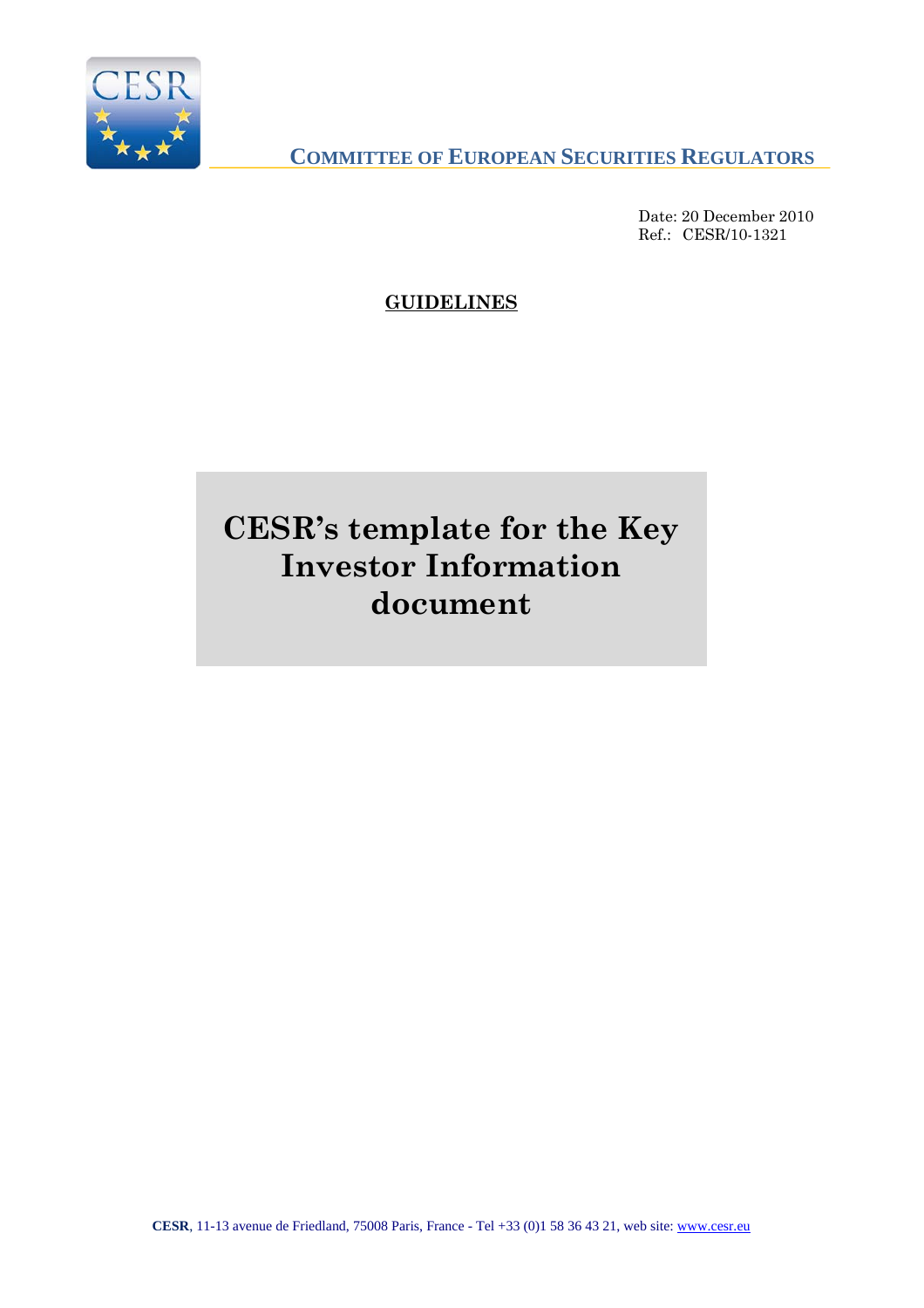**COMMITTEE OF EUROPEAN SECURITIES REGULATORS**

Date: 20 December 2010
Ref.: CESR/10-1321

**GUIDELINES**

# CESR's template for the Key Investor Information document

**CESR**, 11-13 avenue de Friedland, 75008 Paris, France - Tel +33 (0)1 58 36 43 21, web site: www.cesr.eu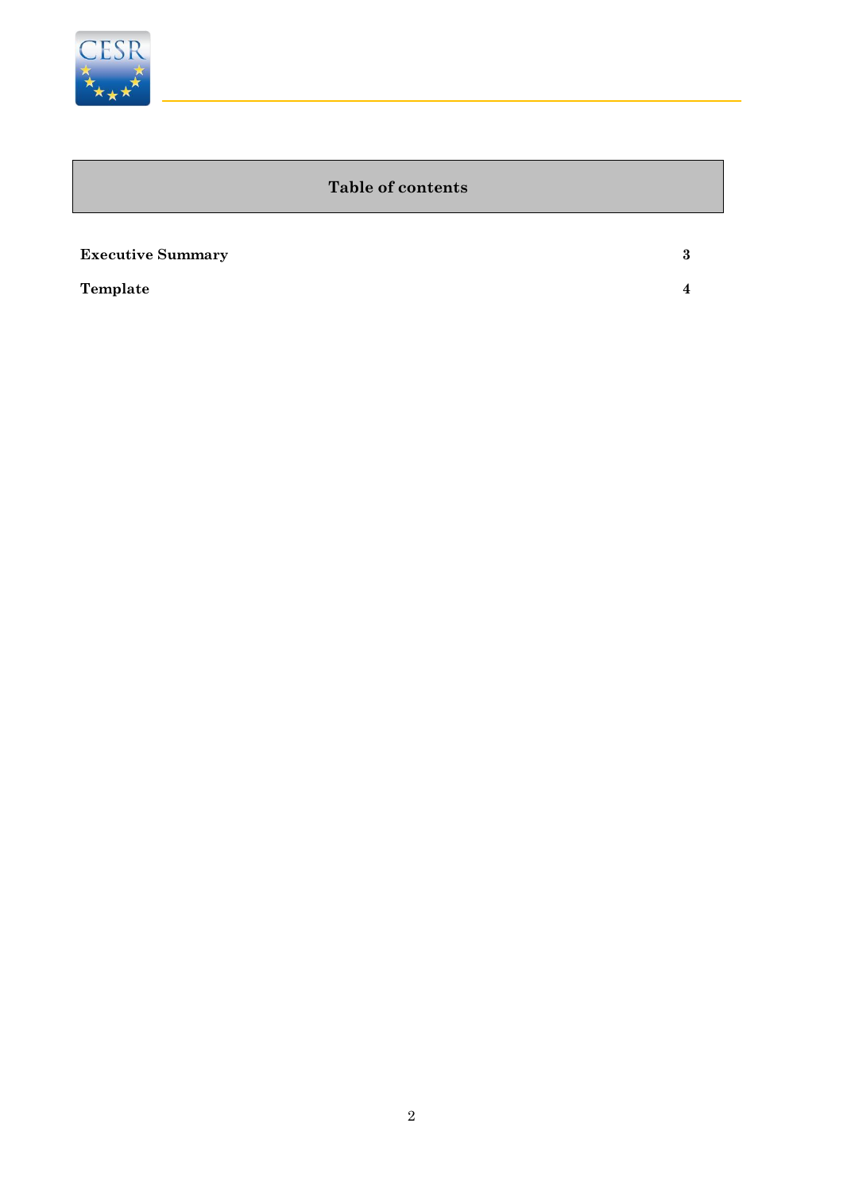## Table of contents

| | |
|---|---|
| **Executive Summary** | **3** |
| **Template** | **4** |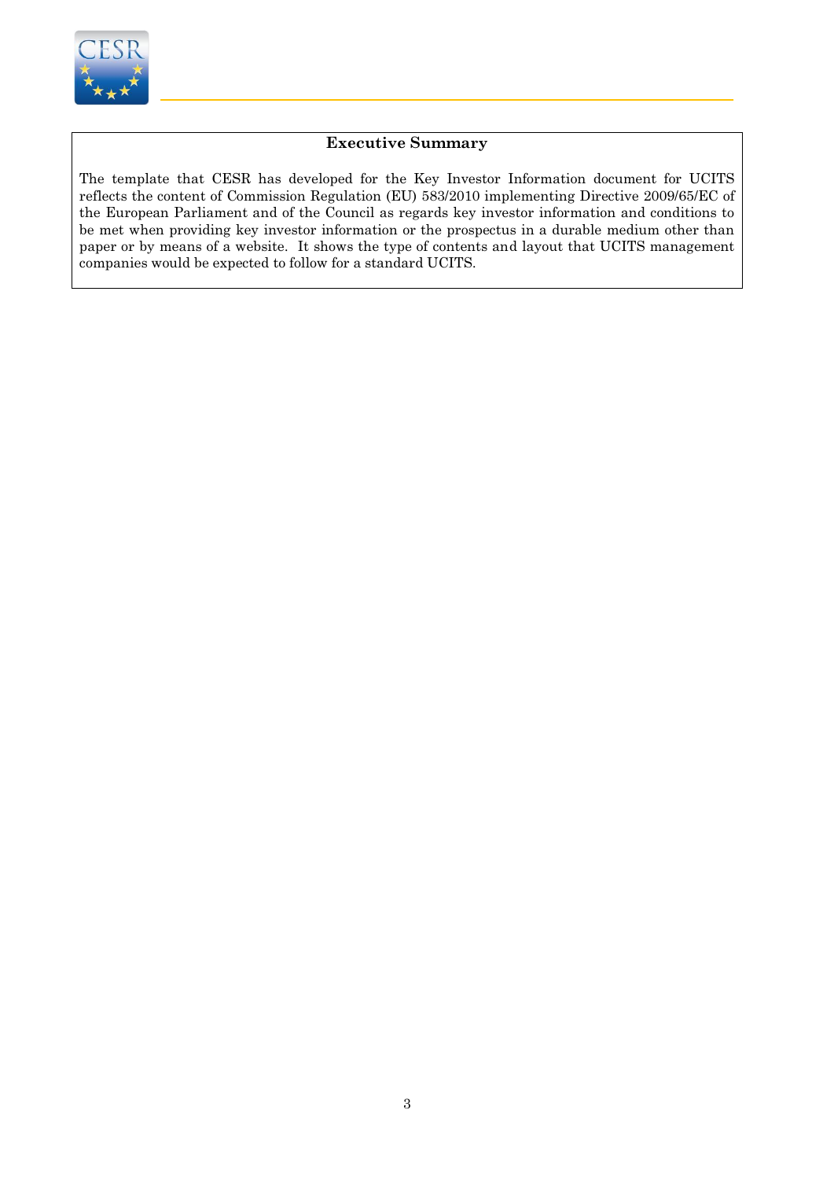## Executive Summary

The template that CESR has developed for the Key Investor Information document for UCITS reflects the content of Commission Regulation (EU) 583/2010 implementing Directive 2009/65/EC of the European Parliament and of the Council as regards key investor information and conditions to be met when providing key investor information or the prospectus in a durable medium other than paper or by means of a website. It shows the type of contents and layout that UCITS management companies would be expected to follow for a standard UCITS.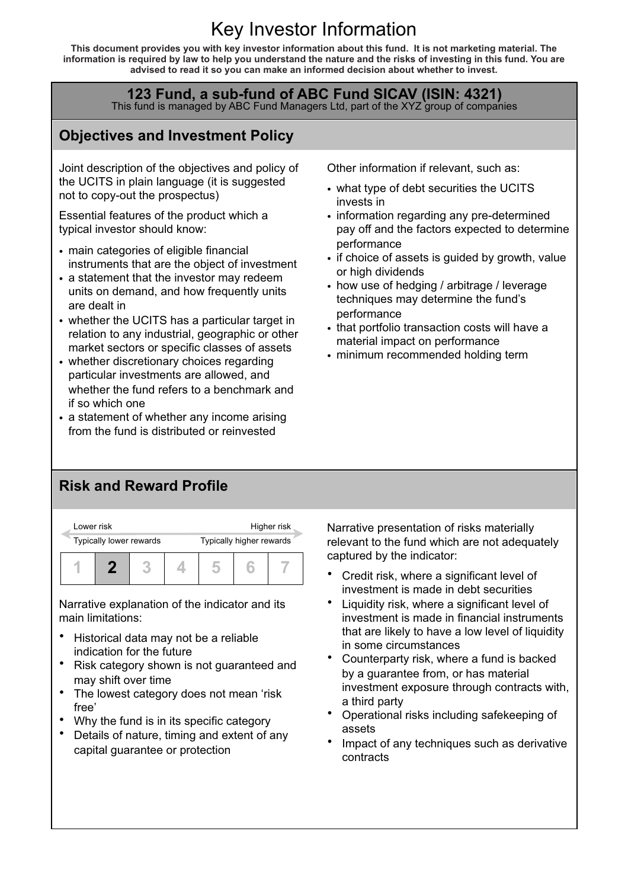# Key Investor Information

**This document provides you with key investor information about this fund. It is not marketing material. The information is required by law to help you understand the nature and the risks of investing in this fund. You are advised to read it so you can make an informed decision about whether to invest.**

**123 Fund, a sub-fund of ABC Fund SICAV (ISIN: 4321)**
This fund is managed by ABC Fund Managers Ltd, part of the XYZ group of companies

## Objectives and Investment Policy

Joint description of the objectives and policy of the UCITS in plain language (it is suggested not to copy-out the prospectus)

Essential features of the product which a typical investor should know:

- main categories of eligible financial instruments that are the object of investment
- a statement that the investor may redeem units on demand, and how frequently units are dealt in
- whether the UCITS has a particular target in relation to any industrial, geographic or other market sectors or specific classes of assets
- whether discretionary choices regarding particular investments are allowed, and whether the fund refers to a benchmark and if so which one
- a statement of whether any income arising from the fund is distributed or reinvested

Other information if relevant, such as:

- what type of debt securities the UCITS invests in
- information regarding any pre-determined pay off and the factors expected to determine performance
- if choice of assets is guided by growth, value or high dividends
- how use of hedging / arbitrage / leverage techniques may determine the fund's performance
- that portfolio transaction costs will have a material impact on performance
- minimum recommended holding term

## Risk and Reward Profile

Lower risk — Higher risk
Typically lower rewards — Typically higher rewards

| 1 | **2** | 3 | 4 | 5 | 6 | 7 |
|---|---|---|---|---|---|---|

Narrative explanation of the indicator and its main limitations:

- Historical data may not be a reliable indication for the future
- Risk category shown is not guaranteed and may shift over time
- The lowest category does not mean 'risk free'
- Why the fund is in its specific category
- Details of nature, timing and extent of any capital guarantee or protection

Narrative presentation of risks materially relevant to the fund which are not adequately captured by the indicator:

- Credit risk, where a significant level of investment is made in debt securities
- Liquidity risk, where a significant level of investment is made in financial instruments that are likely to have a low level of liquidity in some circumstances
- Counterparty risk, where a fund is backed by a guarantee from, or has material investment exposure through contracts with, a third party
- Operational risks including safekeeping of assets
- Impact of any techniques such as derivative contracts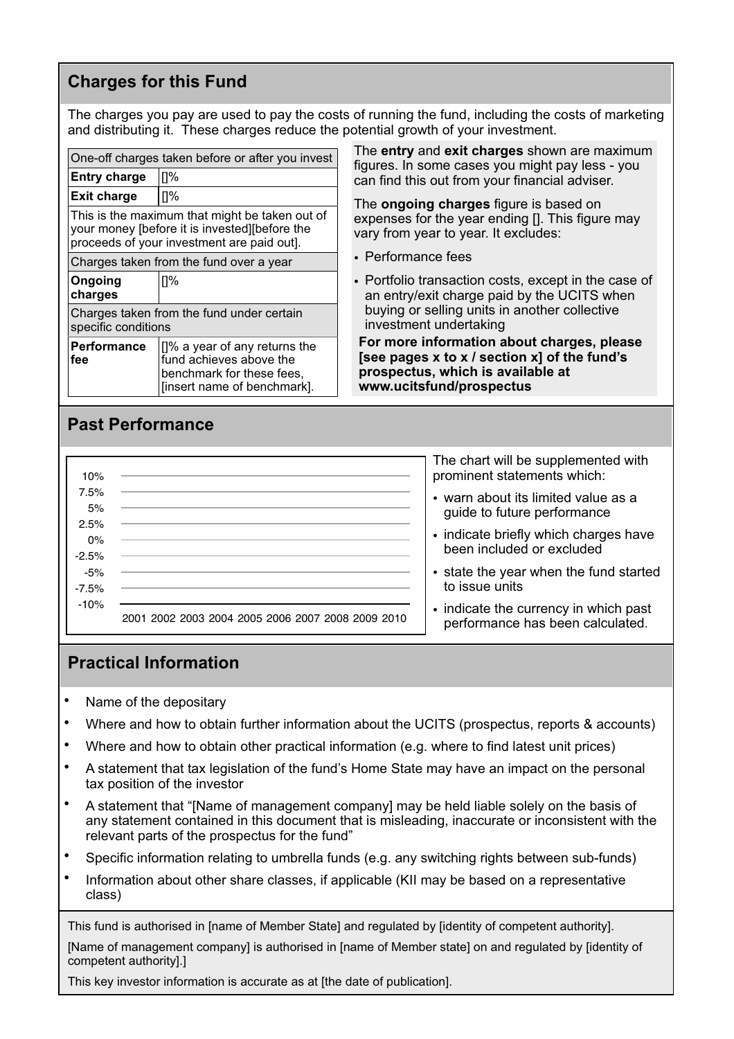## Charges for this Fund

The charges you pay are used to pay the costs of running the fund, including the costs of marketing and distributing it. These charges reduce the potential growth of your investment.

| | |
|---|---|
| One-off charges taken before or after you invest | |
| **Entry charge** | []% |
| **Exit charge** | []% |
| This is the maximum that might be taken out of your money [before it is invested][before the proceeds of your investment are paid out]. | |
| Charges taken from the fund over a year | |
| **Ongoing charges** | []% |
| Charges taken from the fund under certain specific conditions | |
| **Performance fee** | []% a year of any returns the fund achieves above the benchmark for these fees, [insert name of benchmark]. |

The **entry** and **exit charges** shown are maximum figures. In some cases you might pay less - you can find this out from your financial adviser.

The **ongoing charges** figure is based on expenses for the year ending []. This figure may vary from year to year. It excludes:

- Performance fees
- Portfolio transaction costs, except in the case of an entry/exit charge paid by the UCITS when buying or selling units in another collective investment undertaking

**For more information about charges, please [see pages x to x / section x] of the fund's prospectus, which is available at www.ucitsfund/prospectus**

## Past Performance

10%
7.5%
5%
2.5%
0%
-2.5%
-5%
-7.5%
-10%

2001 2002 2003 2004 2005 2006 2007 2008 2009 2010

The chart will be supplemented with prominent statements which:

- warn about its limited value as a guide to future performance
- indicate briefly which charges have been included or excluded
- state the year when the fund started to issue units
- indicate the currency in which past performance has been calculated.

## Practical Information

- Name of the depositary
- Where and how to obtain further information about the UCITS (prospectus, reports & accounts)
- Where and how to obtain other practical information (e.g. where to find latest unit prices)
- A statement that tax legislation of the fund's Home State may have an impact on the personal tax position of the investor
- A statement that "[Name of management company] may be held liable solely on the basis of any statement contained in this document that is misleading, inaccurate or inconsistent with the relevant parts of the prospectus for the fund"
- Specific information relating to umbrella funds (e.g. any switching rights between sub-funds)
- Information about other share classes, if applicable (KII may be based on a representative class)

This fund is authorised in [name of Member State] and regulated by [identity of competent authority].

[Name of management company] is authorised in [name of Member state] on and regulated by [identity of competent authority].]

This key investor information is accurate as at [the date of publication].